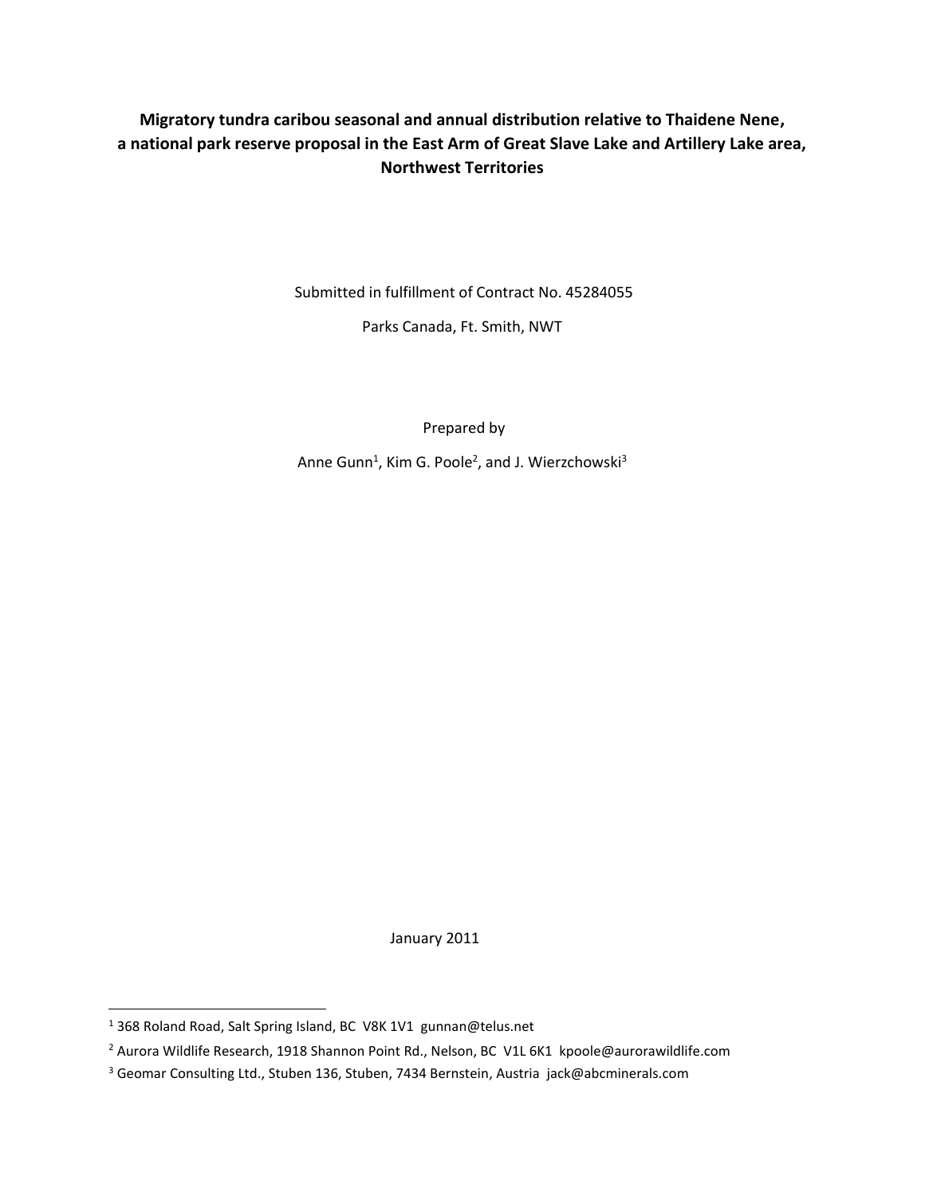# Migratory tundra caribou seasonal and annual distribution relative to Thaidene Nene, a national park reserve proposal in the East Arm of Great Slave Lake and Artillery Lake area, Northwest Territories

Submitted in fulfillment of Contract No. 45284055

Parks Canada, Ft. Smith, NWT

Prepared by

Anne Gunn[1], Kim G. Poole[2], and J. Wierzchowski[3]

January 2011

[1] 368 Roland Road, Salt Spring Island, BC V8K 1V1 gunnan@telus.net

[2] Aurora Wildlife Research, 1918 Shannon Point Rd., Nelson, BC V1L 6K1 kpoole@aurorawildlife.com

[3] Geomar Consulting Ltd., Stuben 136, Stuben, 7434 Bernstein, Austria jack@abcminerals.com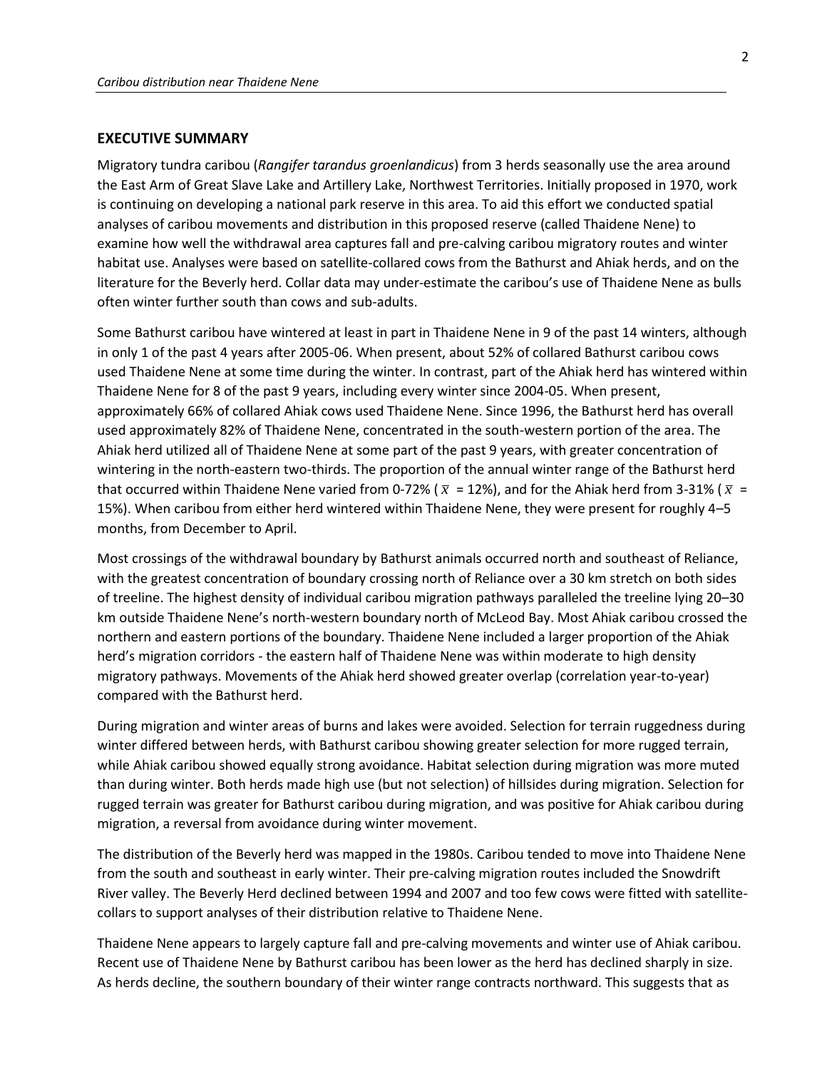## EXECUTIVE SUMMARY

Migratory tundra caribou (*Rangifer tarandus groenlandicus*) from 3 herds seasonally use the area around the East Arm of Great Slave Lake and Artillery Lake, Northwest Territories. Initially proposed in 1970, work is continuing on developing a national park reserve in this area. To aid this effort we conducted spatial analyses of caribou movements and distribution in this proposed reserve (called Thaidene Nene) to examine how well the withdrawal area captures fall and pre-calving caribou migratory routes and winter habitat use. Analyses were based on satellite-collared cows from the Bathurst and Ahiak herds, and on the literature for the Beverly herd. Collar data may under-estimate the caribou's use of Thaidene Nene as bulls often winter further south than cows and sub-adults.

Some Bathurst caribou have wintered at least in part in Thaidene Nene in 9 of the past 14 winters, although in only 1 of the past 4 years after 2005-06. When present, about 52% of collared Bathurst caribou cows used Thaidene Nene at some time during the winter. In contrast, part of the Ahiak herd has wintered within Thaidene Nene for 8 of the past 9 years, including every winter since 2004-05. When present, approximately 66% of collared Ahiak cows used Thaidene Nene. Since 1996, the Bathurst herd has overall used approximately 82% of Thaidene Nene, concentrated in the south-western portion of the area. The Ahiak herd utilized all of Thaidene Nene at some part of the past 9 years, with greater concentration of wintering in the north-eastern two-thirds. The proportion of the annual winter range of the Bathurst herd that occurred within Thaidene Nene varied from 0-72% ( $\bar{x}$ = 12%), and for the Ahiak herd from 3-31% ( $\bar{x}$ = 15%). When caribou from either herd wintered within Thaidene Nene, they were present for roughly 4–5 months, from December to April.

Most crossings of the withdrawal boundary by Bathurst animals occurred north and southeast of Reliance, with the greatest concentration of boundary crossing north of Reliance over a 30 km stretch on both sides of treeline. The highest density of individual caribou migration pathways paralleled the treeline lying 20–30 km outside Thaidene Nene's north-western boundary north of McLeod Bay. Most Ahiak caribou crossed the northern and eastern portions of the boundary. Thaidene Nene included a larger proportion of the Ahiak herd's migration corridors - the eastern half of Thaidene Nene was within moderate to high density migratory pathways. Movements of the Ahiak herd showed greater overlap (correlation year-to-year) compared with the Bathurst herd.

During migration and winter areas of burns and lakes were avoided. Selection for terrain ruggedness during winter differed between herds, with Bathurst caribou showing greater selection for more rugged terrain, while Ahiak caribou showed equally strong avoidance. Habitat selection during migration was more muted than during winter. Both herds made high use (but not selection) of hillsides during migration. Selection for rugged terrain was greater for Bathurst caribou during migration, and was positive for Ahiak caribou during migration, a reversal from avoidance during winter movement.

The distribution of the Beverly herd was mapped in the 1980s. Caribou tended to move into Thaidene Nene from the south and southeast in early winter. Their pre-calving migration routes included the Snowdrift River valley. The Beverly Herd declined between 1994 and 2007 and too few cows were fitted with satellite-collars to support analyses of their distribution relative to Thaidene Nene.

Thaidene Nene appears to largely capture fall and pre-calving movements and winter use of Ahiak caribou. Recent use of Thaidene Nene by Bathurst caribou has been lower as the herd has declined sharply in size. As herds decline, the southern boundary of their winter range contracts northward. This suggests that as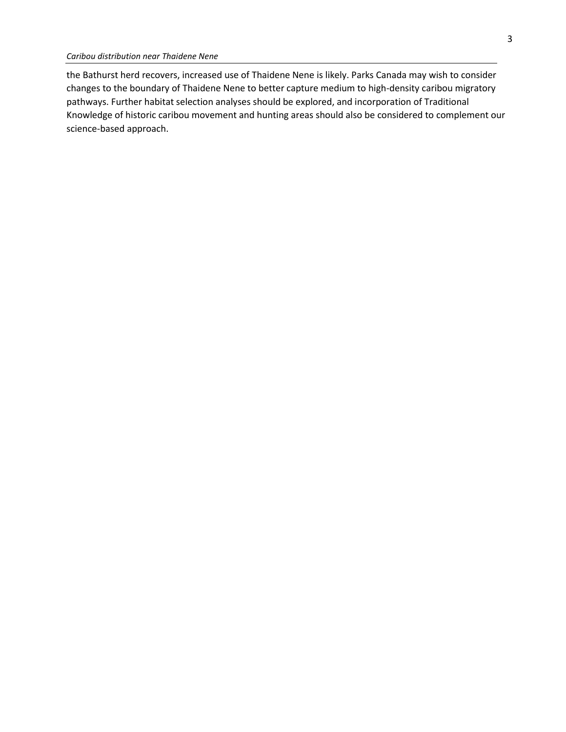the Bathurst herd recovers, increased use of Thaidene Nene is likely. Parks Canada may wish to consider changes to the boundary of Thaidene Nene to better capture medium to high-density caribou migratory pathways. Further habitat selection analyses should be explored, and incorporation of Traditional Knowledge of historic caribou movement and hunting areas should also be considered to complement our science-based approach.